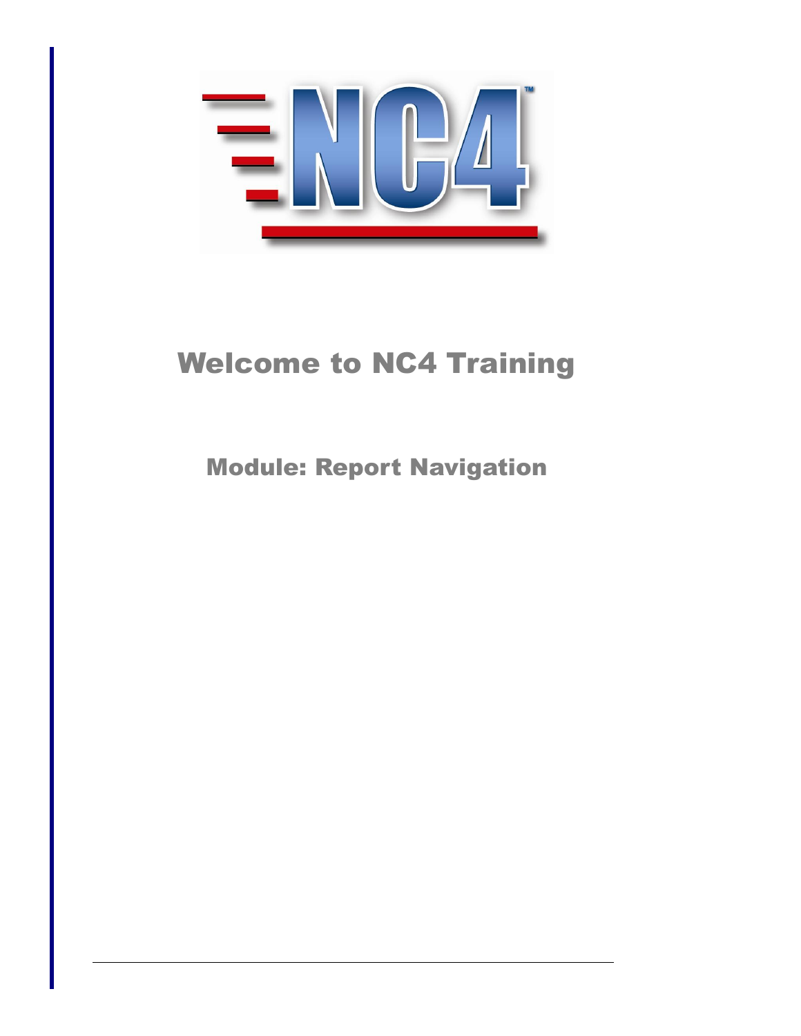# Welcome to NC4 Training

## Module: Report Navigation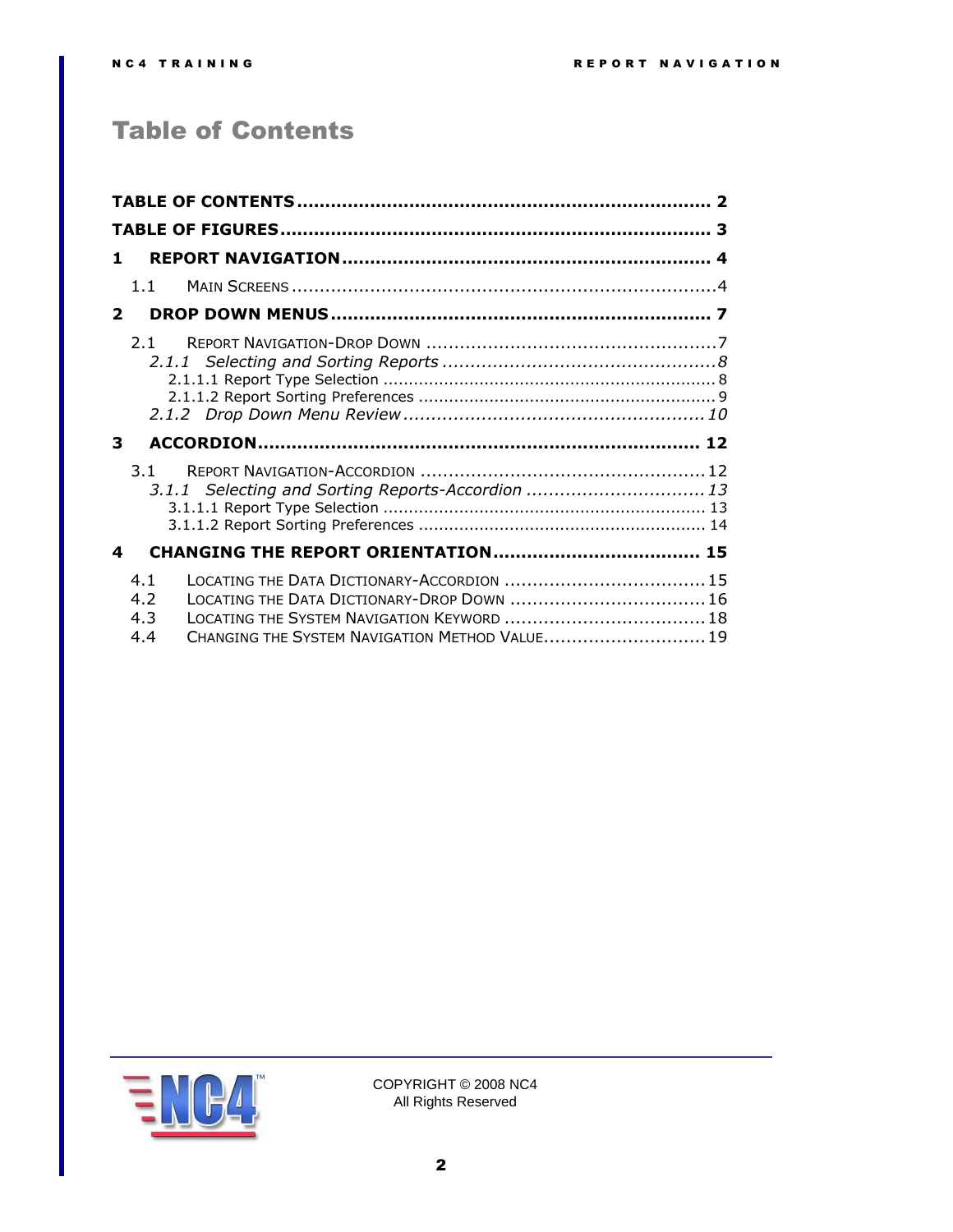# Table of Contents

**TABLE OF CONTENTS** ........................................................................ **2**

**TABLE OF FIGURES** ........................................................................... **3**

**1 REPORT NAVIGATION** ................................................................. **4**

1.1 MAIN SCREENS ............................................................................ 4

**2 DROP DOWN MENUS** ................................................................... **7**

2.1 REPORT NAVIGATION-DROP DOWN ................................................... 7

*2.1.1 Selecting and Sorting Reports* ................................................. *8*

2.1.1.1 Report Type Selection ................................................................. 8

2.1.1.2 Report Sorting Preferences .......................................................... 9

*2.1.2 Drop Down Menu Review* ...................................................... *10*

**3 ACCORDION** ................................................................................ **12**

3.1 REPORT NAVIGATION-ACCORDION .................................................. 12

*3.1.1 Selecting and Sorting Reports-Accordion* ................................ *13*

3.1.1.1 Report Type Selection ............................................................... 13

3.1.1.2 Report Sorting Preferences ........................................................ 14

**4 CHANGING THE REPORT ORIENTATION** .................................... **15**

4.1 LOCATING THE DATA DICTIONARY-ACCORDION .................................... 15

4.2 LOCATING THE DATA DICTIONARY-DROP DOWN .................................. 16

4.3 LOCATING THE SYSTEM NAVIGATION KEYWORD .................................... 18

4.4 CHANGING THE SYSTEM NAVIGATION METHOD VALUE............................. 19

COPYRIGHT © 2008 NC4
All Rights Reserved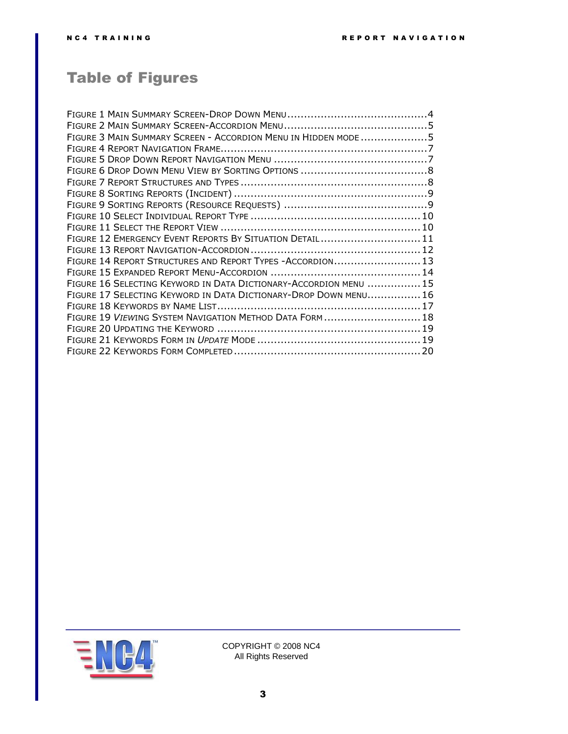# Table of Figures

Figure 1 Main Summary Screen-Drop Down Menu..........................................4
Figure 2 Main Summary Screen-Accordion Menu...........................................5
Figure 3 Main Summary Screen - Accordion Menu in Hidden mode ....................5
Figure 4 Report Navigation Frame.............................................................7
Figure 5 Drop Down Report Navigation Menu .............................................7
Figure 6 Drop Down Menu View by Sorting Options .....................................8
Figure 7 Report Structures and Types .......................................................8
Figure 8 Sorting Reports (Incident) .........................................................9
Figure 9 Sorting Reports (Resource Requests) ..........................................9
Figure 10 Select Individual Report Type ..................................................10
Figure 11 Select the Report View ...........................................................10
Figure 12 Emergency Event Reports By Situation Detail.............................11
Figure 13 Report Navigation-Accordion...................................................12
Figure 14 Report Structures and Report Types -Accordion.........................13
Figure 15 Expanded Report Menu-Accordion ............................................14
Figure 16 Selecting Keyword in Data Dictionary-Accordion menu ................15
Figure 17 Selecting Keyword in Data Dictionary-Drop Down menu................16
Figure 18 Keywords by Name List............................................................17
Figure 19 *Viewing* System Navigation Method Data Form............................18
Figure 20 Updating the Keyword ............................................................19
Figure 21 Keywords Form in *Update* Mode ................................................19
Figure 22 Keywords Form Completed.......................................................20

COPYRIGHT © 2008 NC4
All Rights Reserved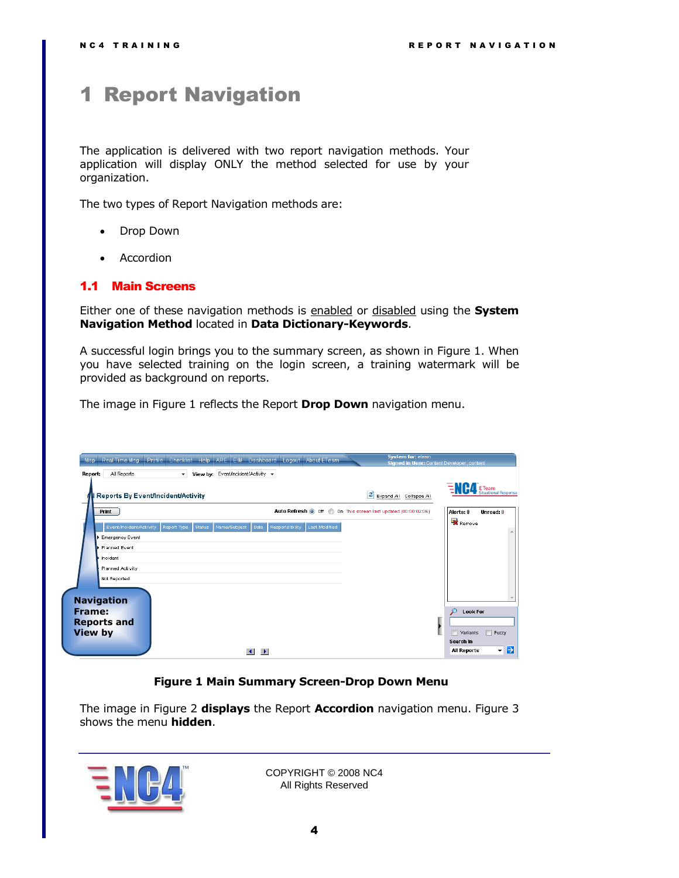# 1 Report Navigation

The application is delivered with two report navigation methods. Your application will display ONLY the method selected for use by your organization.

The two types of Report Navigation methods are:

- Drop Down
- Accordion

## 1.1 Main Screens

Either one of these navigation methods is enabled or disabled using the **System Navigation Method** located in **Data Dictionary-Keywords**.

A successful login brings you to the summary screen, as shown in Figure 1. When you have selected training on the login screen, a training watermark will be provided as background on reports.

The image in Figure 1 reflects the Report **Drop Down** navigation menu.

**Figure 1 Main Summary Screen-Drop Down Menu**

The image in Figure 2 **displays** the Report **Accordion** navigation menu. Figure 3 shows the menu **hidden**.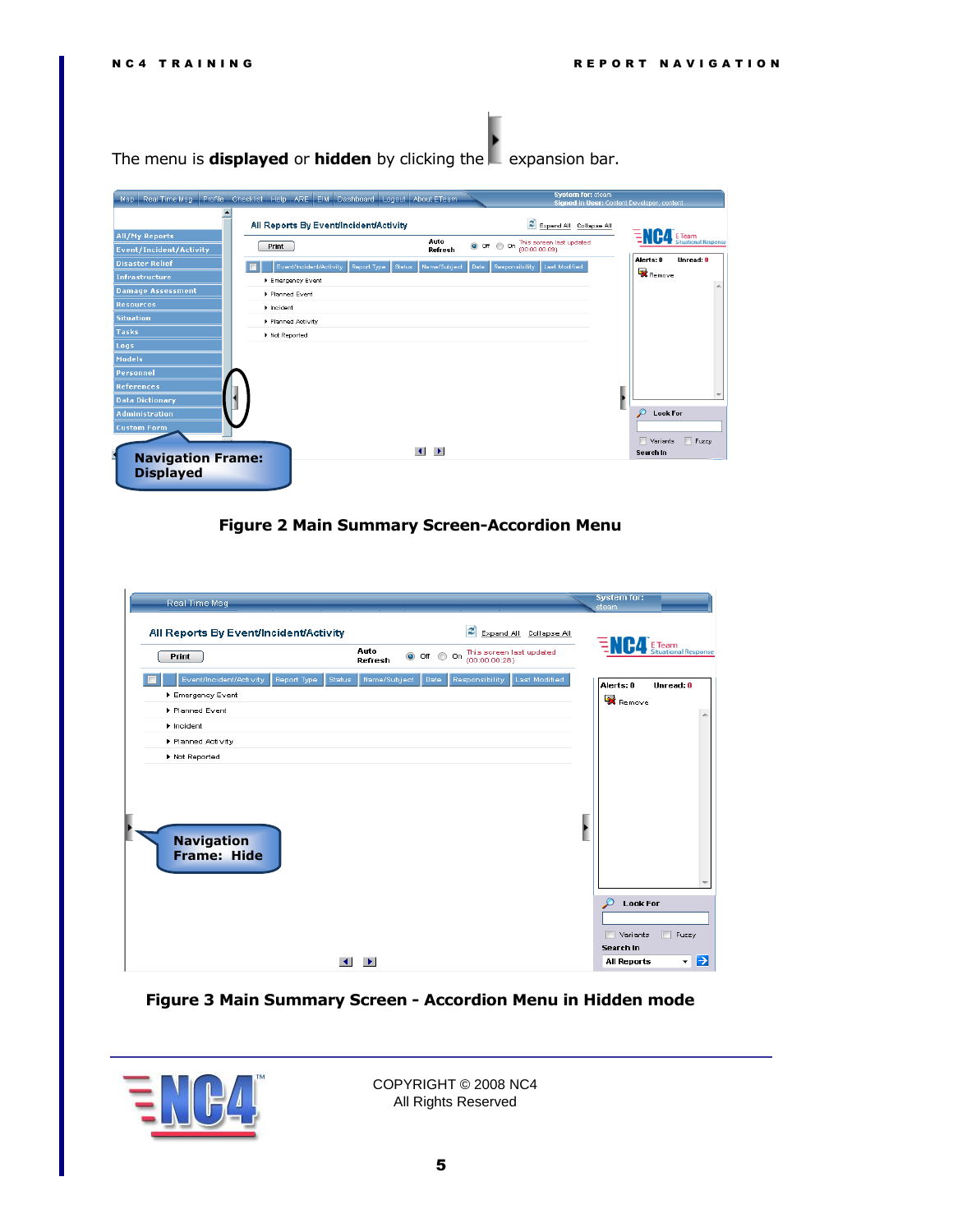The menu is **displayed** or **hidden** by clicking the expansion bar.

**Figure 2 Main Summary Screen-Accordion Menu**

**Figure 3 Main Summary Screen - Accordion Menu in Hidden mode**

COPYRIGHT © 2008 NC4
All Rights Reserved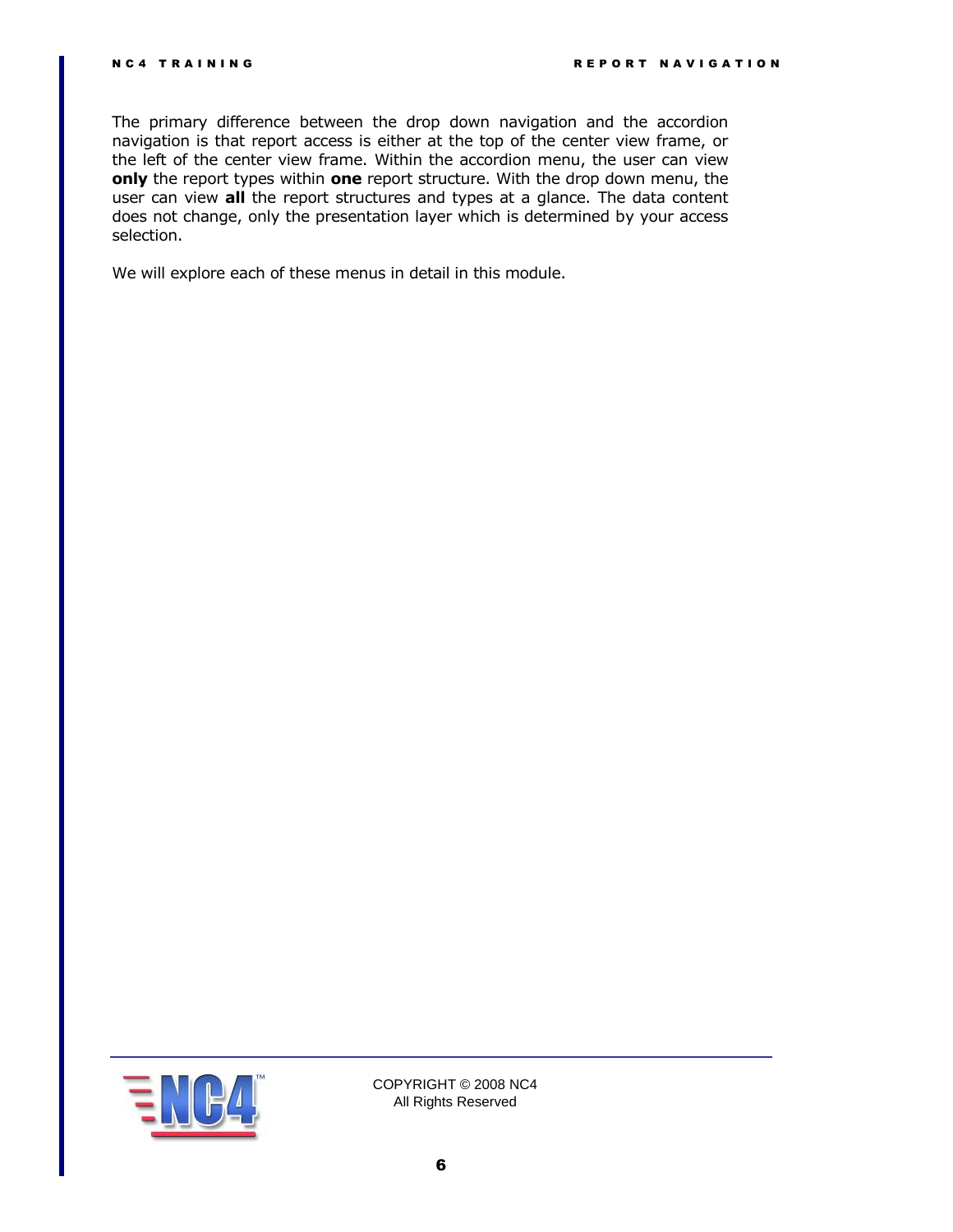The primary difference between the drop down navigation and the accordion navigation is that report access is either at the top of the center view frame, or the left of the center view frame. Within the accordion menu, the user can view **only** the report types within **one** report structure. With the drop down menu, the user can view **all** the report structures and types at a glance. The data content does not change, only the presentation layer which is determined by your access selection.

We will explore each of these menus in detail in this module.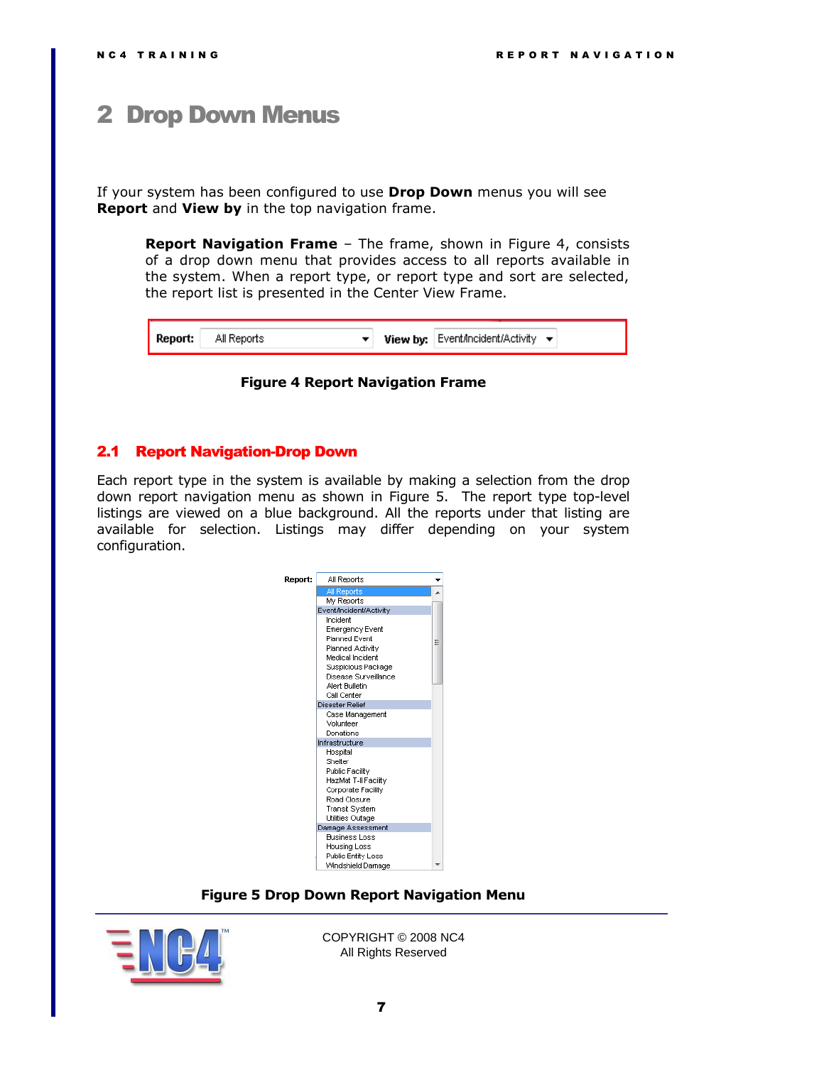# 2 Drop Down Menus

If your system has been configured to use **Drop Down** menus you will see **Report** and **View by** in the top navigation frame.

> **Report Navigation Frame** – The frame, shown in Figure 4, consists of a drop down menu that provides access to all reports available in the system. When a report type, or report type and sort are selected, the report list is presented in the Center View Frame.

**Figure 4 Report Navigation Frame**

## 2.1 Report Navigation-Drop Down

Each report type in the system is available by making a selection from the drop down report navigation menu as shown in Figure 5. The report type top-level listings are viewed on a blue background. All the reports under that listing are available for selection. Listings may differ depending on your system configuration.

**Figure 5 Drop Down Report Navigation Menu**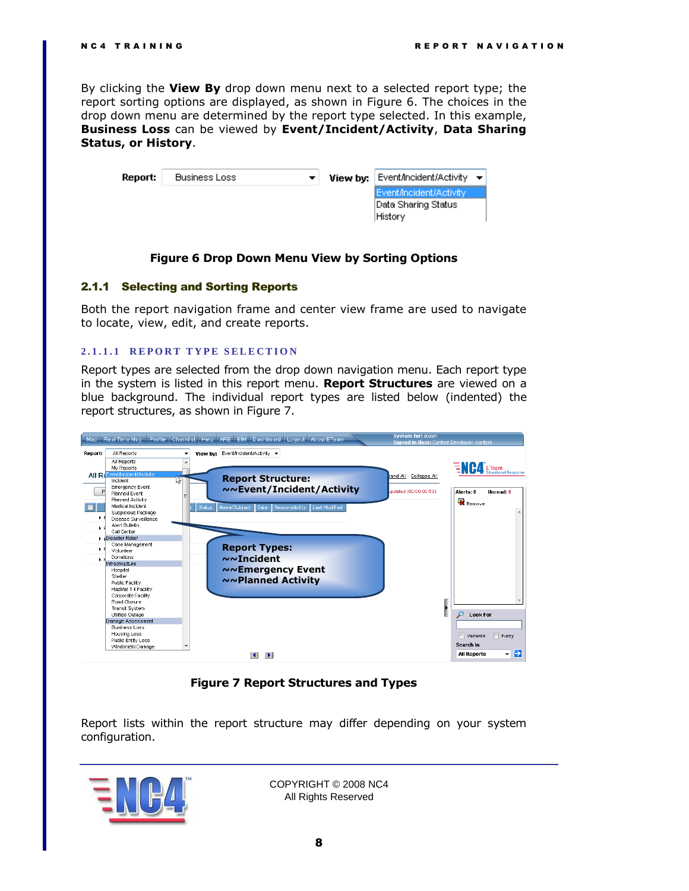By clicking the **View By** drop down menu next to a selected report type; the report sorting options are displayed, as shown in Figure 6. The choices in the drop down menu are determined by the report type selected. In this example, **Business Loss** can be viewed by **Event/Incident/Activity**, **Data Sharing Status, or History**.

**Figure 6 Drop Down Menu View by Sorting Options**

### 2.1.1 Selecting and Sorting Reports

Both the report navigation frame and center view frame are used to navigate to locate, view, edit, and create reports.

#### 2.1.1.1 REPORT TYPE SELECTION

Report types are selected from the drop down navigation menu. Each report type in the system is listed in this report menu. **Report Structures** are viewed on a blue background. The individual report types are listed below (indented) the report structures, as shown in Figure 7.

**Figure 7 Report Structures and Types**

Report lists within the report structure may differ depending on your system configuration.

COPYRIGHT © 2008 NC4
All Rights Reserved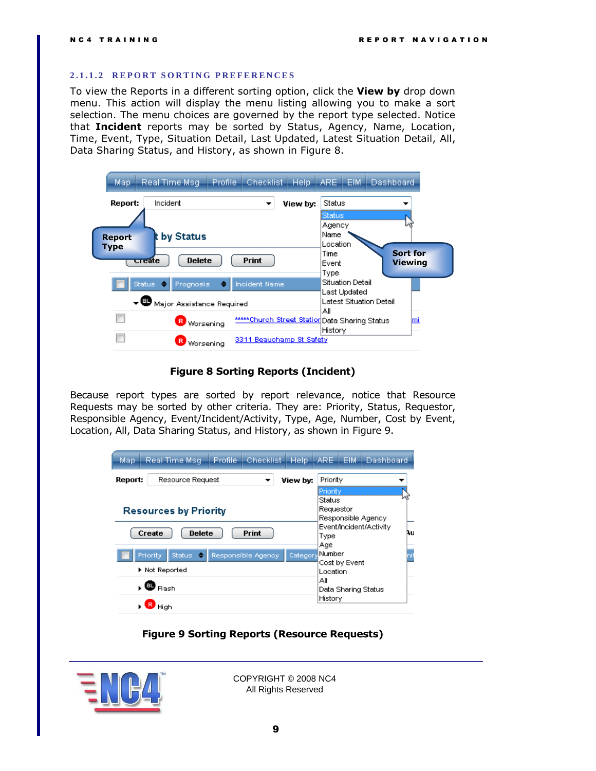### 2.1.1.2 REPORT SORTING PREFERENCES

To view the Reports in a different sorting option, click the **View by** drop down menu. This action will display the menu listing allowing you to make a sort selection. The menu choices are governed by the report type selected. Notice that **Incident** reports may be sorted by Status, Agency, Name, Location, Time, Event, Type, Situation Detail, Last Updated, Latest Situation Detail, All, Data Sharing Status, and History, as shown in Figure 8.

**Figure 8 Sorting Reports (Incident)**

Because report types are sorted by report relevance, notice that Resource Requests may be sorted by other criteria. They are: Priority, Status, Requestor, Responsible Agency, Event/Incident/Activity, Type, Age, Number, Cost by Event, Location, All, Data Sharing Status, and History, as shown in Figure 9.

**Figure 9 Sorting Reports (Resource Requests)**

COPYRIGHT © 2008 NC4
All Rights Reserved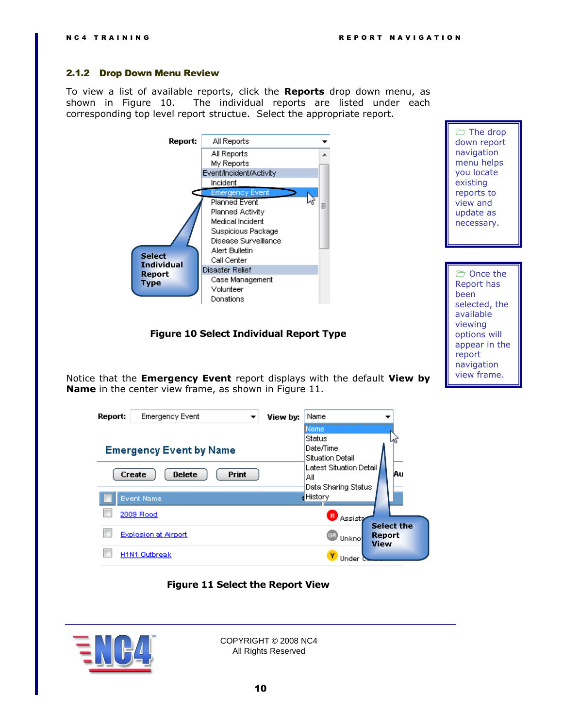### 2.1.2 Drop Down Menu Review

To view a list of available reports, click the **Reports** drop down menu, as shown in Figure 10. The individual reports are listed under each corresponding top level report structue. Select the appropriate report.

> The drop down report navigation menu helps you locate existing reports to view and update as necessary.

> Once the Report has been selected, the available viewing options will appear in the report navigation view frame.

**Figure 10 Select Individual Report Type**

Notice that the **Emergency Event** report displays with the default **View by Name** in the center view frame, as shown in Figure 11.

**Figure 11 Select the Report View**

COPYRIGHT © 2008 NC4
All Rights Reserved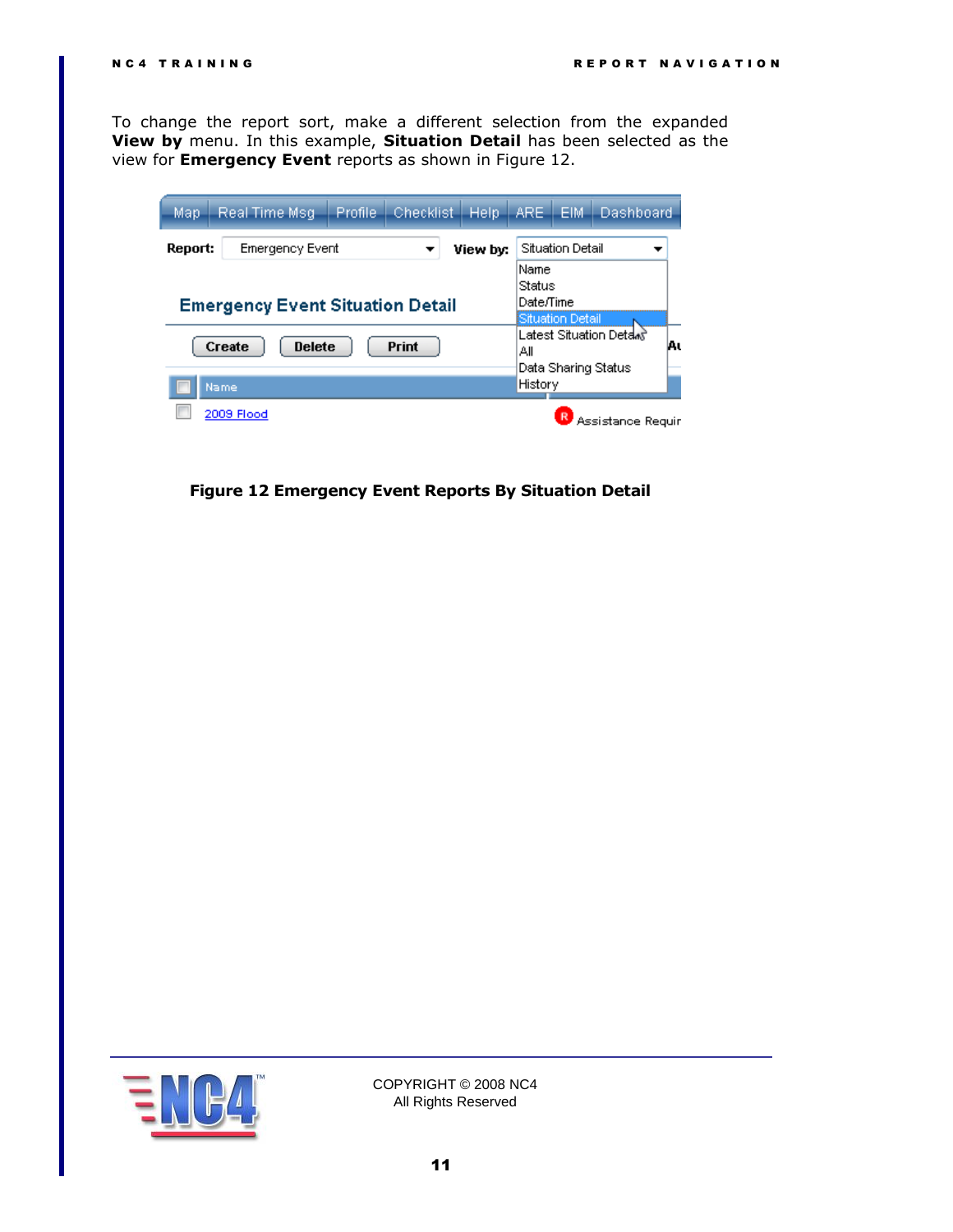To change the report sort, make a different selection from the expanded **View by** menu. In this example, **Situation Detail** has been selected as the view for **Emergency Event** reports as shown in Figure 12.

**Figure 12 Emergency Event Reports By Situation Detail**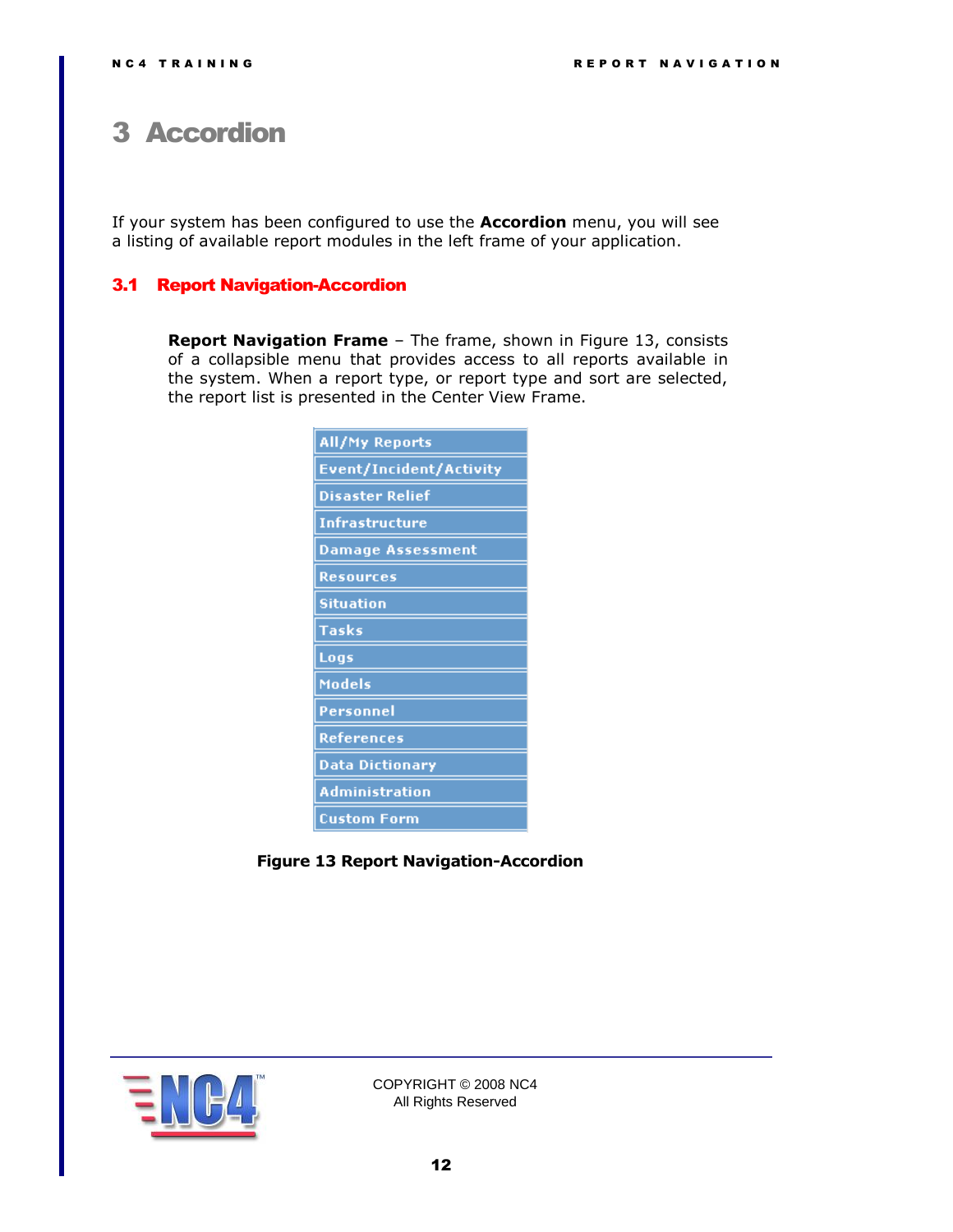# 3 Accordion

If your system has been configured to use the **Accordion** menu, you will see a listing of available report modules in the left frame of your application.

## 3.1 Report Navigation-Accordion

**Report Navigation Frame** – The frame, shown in Figure 13, consists of a collapsible menu that provides access to all reports available in the system. When a report type, or report type and sort are selected, the report list is presented in the Center View Frame.

All/My Reports
Event/Incident/Activity
Disaster Relief
Infrastructure
Damage Assessment
Resources
Situation
Tasks
Logs
Models
Personnel
References
Data Dictionary
Administration
Custom Form

**Figure 13 Report Navigation-Accordion**

COPYRIGHT © 2008 NC4
All Rights Reserved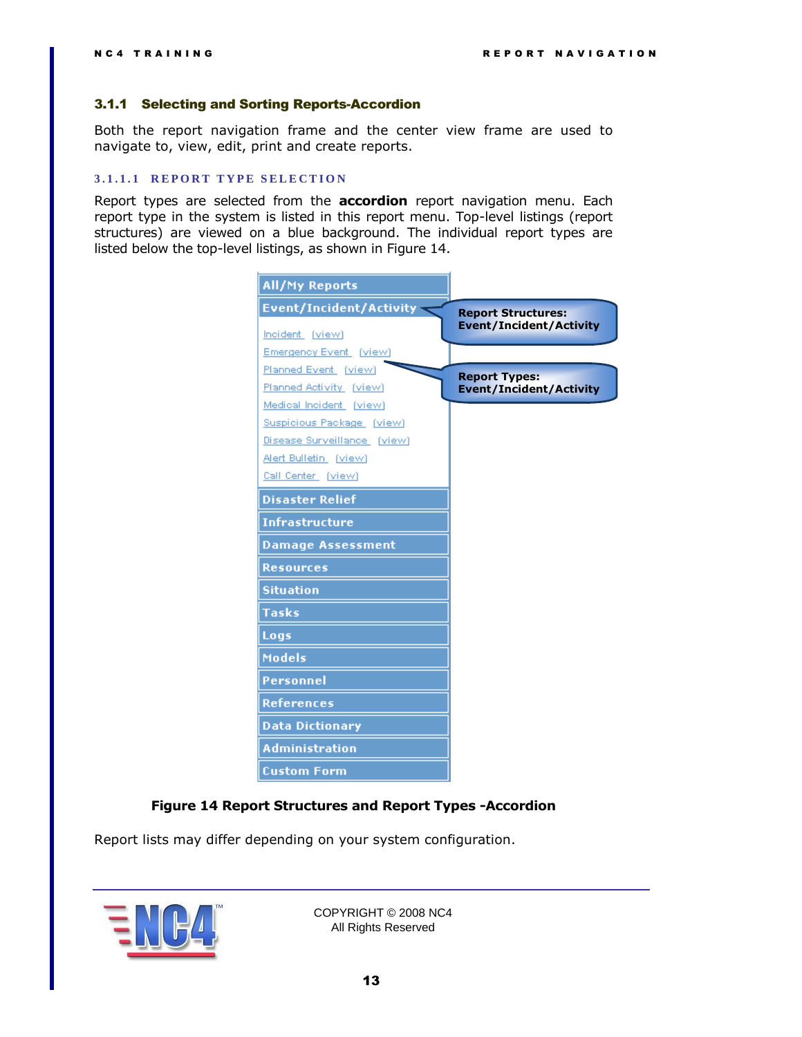### 3.1.1 Selecting and Sorting Reports-Accordion

Both the report navigation frame and the center view frame are used to navigate to, view, edit, print and create reports.

#### 3.1.1.1 REPORT TYPE SELECTION

Report types are selected from the **accordion** report navigation menu. Each report type in the system is listed in this report menu. Top-level listings (report structures) are viewed on a blue background. The individual report types are listed below the top-level listings, as shown in Figure 14.

All/My Reports
Event/Incident/Activity
Incident [view]
Emergency Event [view]
Planned Event [view]
Planned Activity [view]
Medical Incident [view]
Suspicious Package [view]
Disease Surveillance [view]
Alert Bulletin [view]
Call Center [view]
Disaster Relief
Infrastructure
Damage Assessment
Resources
Situation
Tasks
Logs
Models
Personnel
References
Data Dictionary
Administration
Custom Form

Report Structures: Event/Incident/Activity

Report Types: Event/Incident/Activity

**Figure 14 Report Structures and Report Types -Accordion**

Report lists may differ depending on your system configuration.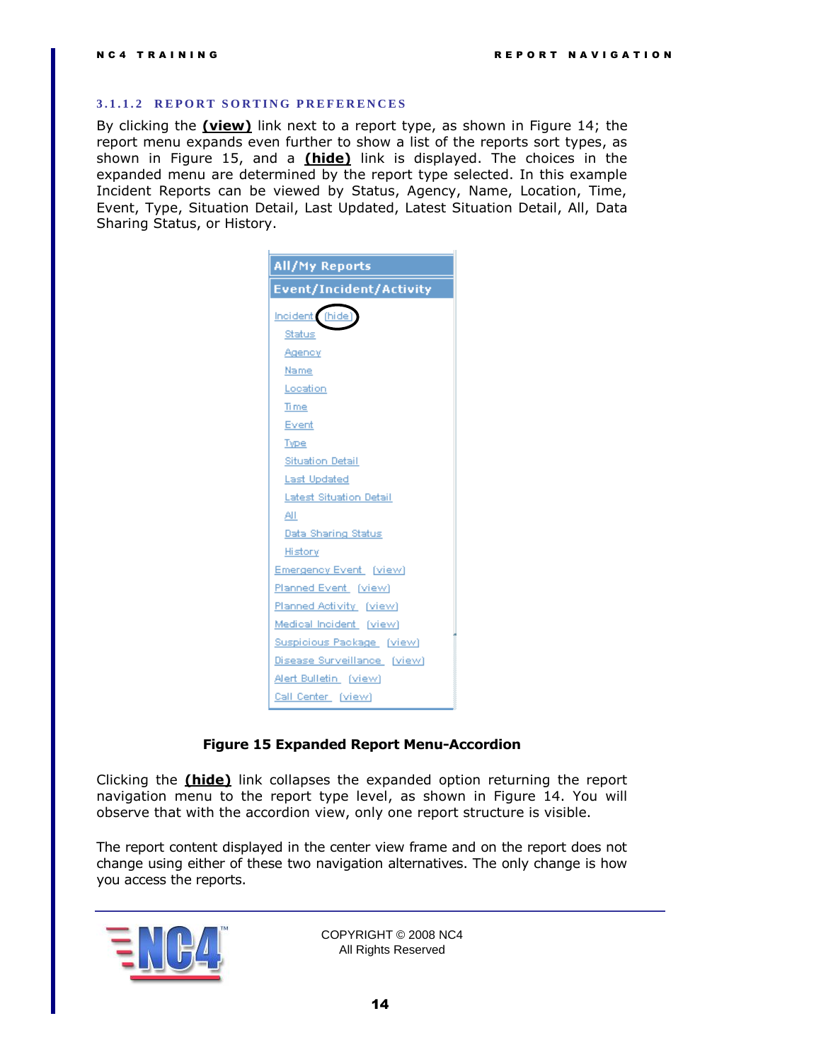### 3.1.1.2 REPORT SORTING PREFERENCES

By clicking the **(view)** link next to a report type, as shown in Figure 14; the report menu expands even further to show a list of the reports sort types, as shown in Figure 15, and a **(hide)** link is displayed. The choices in the expanded menu are determined by the report type selected. In this example Incident Reports can be viewed by Status, Agency, Name, Location, Time, Event, Type, Situation Detail, Last Updated, Latest Situation Detail, All, Data Sharing Status, or History.

All/My Reports
Event/Incident/Activity
Incident (hide)
Status
Agency
Name
Location
Time
Event
Type
Situation Detail
Last Updated
Latest Situation Detail
All
Data Sharing Status
History
Emergency Event (view)
Planned Event (view)
Planned Activity (view)
Medical Incident (view)
Suspicious Package (view)
Disease Surveillance (view)
Alert Bulletin (view)
Call Center (view)

**Figure 15 Expanded Report Menu-Accordion**

Clicking the **(hide)** link collapses the expanded option returning the report navigation menu to the report type level, as shown in Figure 14. You will observe that with the accordion view, only one report structure is visible.

The report content displayed in the center view frame and on the report does not change using either of these two navigation alternatives. The only change is how you access the reports.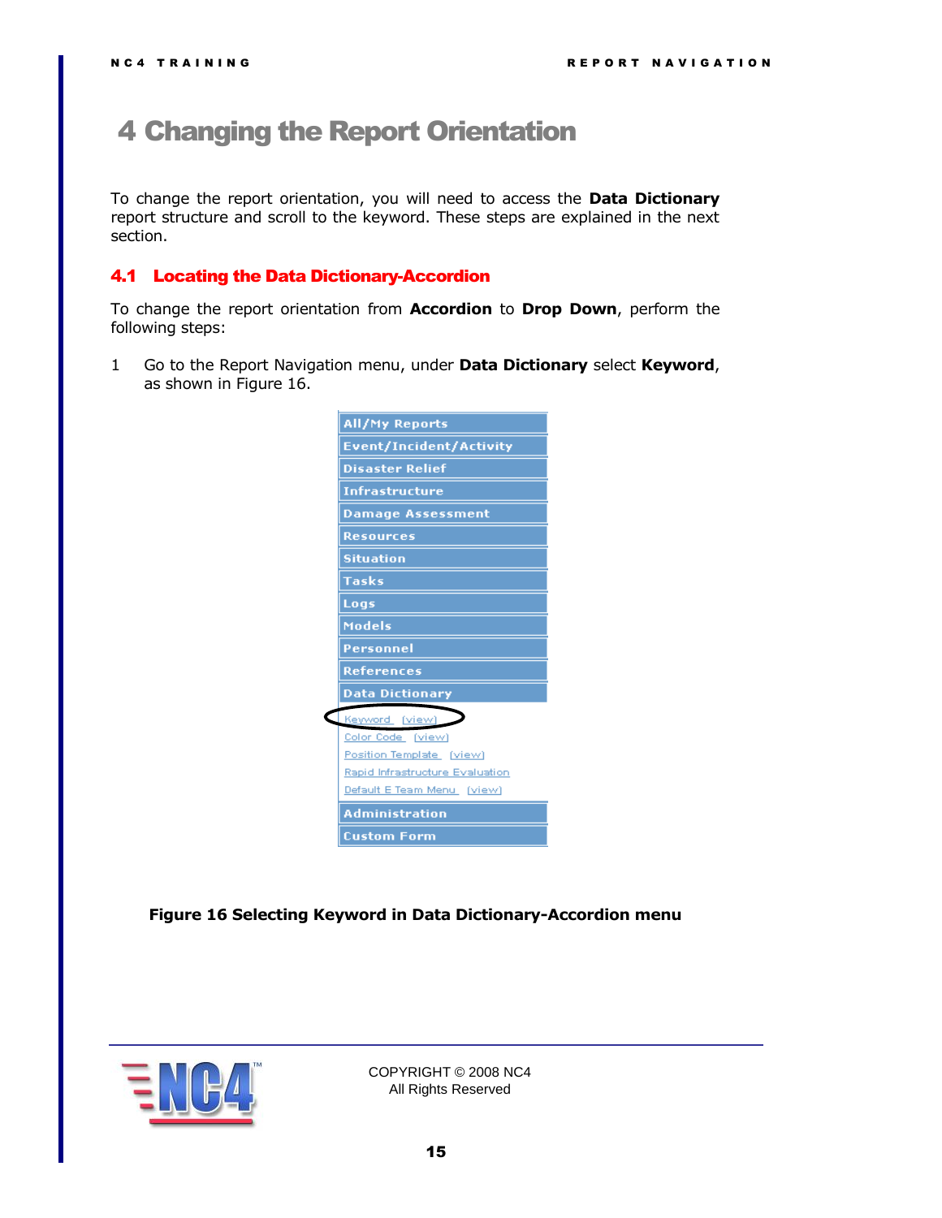# 4 Changing the Report Orientation

To change the report orientation, you will need to access the **Data Dictionary** report structure and scroll to the keyword. These steps are explained in the next section.

## 4.1 Locating the Data Dictionary-Accordion

To change the report orientation from **Accordion** to **Drop Down**, perform the following steps:

1. Go to the Report Navigation menu, under **Data Dictionary** select **Keyword**, as shown in Figure 16.

All/My Reports
Event/Incident/Activity
Disaster Relief
Infrastructure
Damage Assessment
Resources
Situation
Tasks
Logs
Models
Personnel
References
Data Dictionary
Keyword [view]
Color Code [view]
Position Template [view]
Rapid Infrastructure Evaluation
Default E Team Menu [view]
Administration
Custom Form

**Figure 16 Selecting Keyword in Data Dictionary-Accordion menu**

COPYRIGHT © 2008 NC4
All Rights Reserved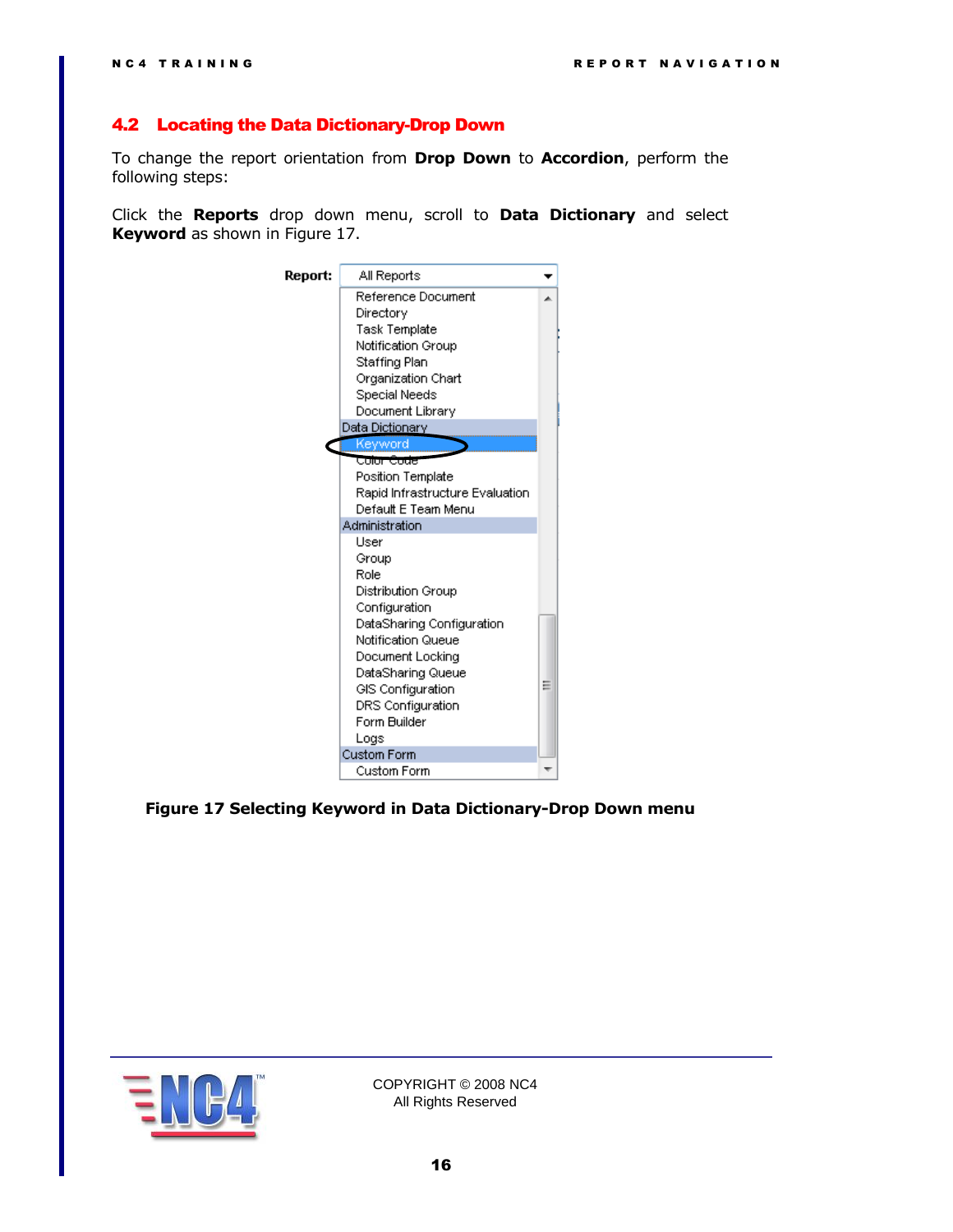## 4.2 Locating the Data Dictionary-Drop Down

To change the report orientation from **Drop Down** to **Accordion**, perform the following steps:

Click the **Reports** drop down menu, scroll to **Data Dictionary** and select **Keyword** as shown in Figure 17.

**Figure 17 Selecting Keyword in Data Dictionary-Drop Down menu**

COPYRIGHT © 2008 NC4
All Rights Reserved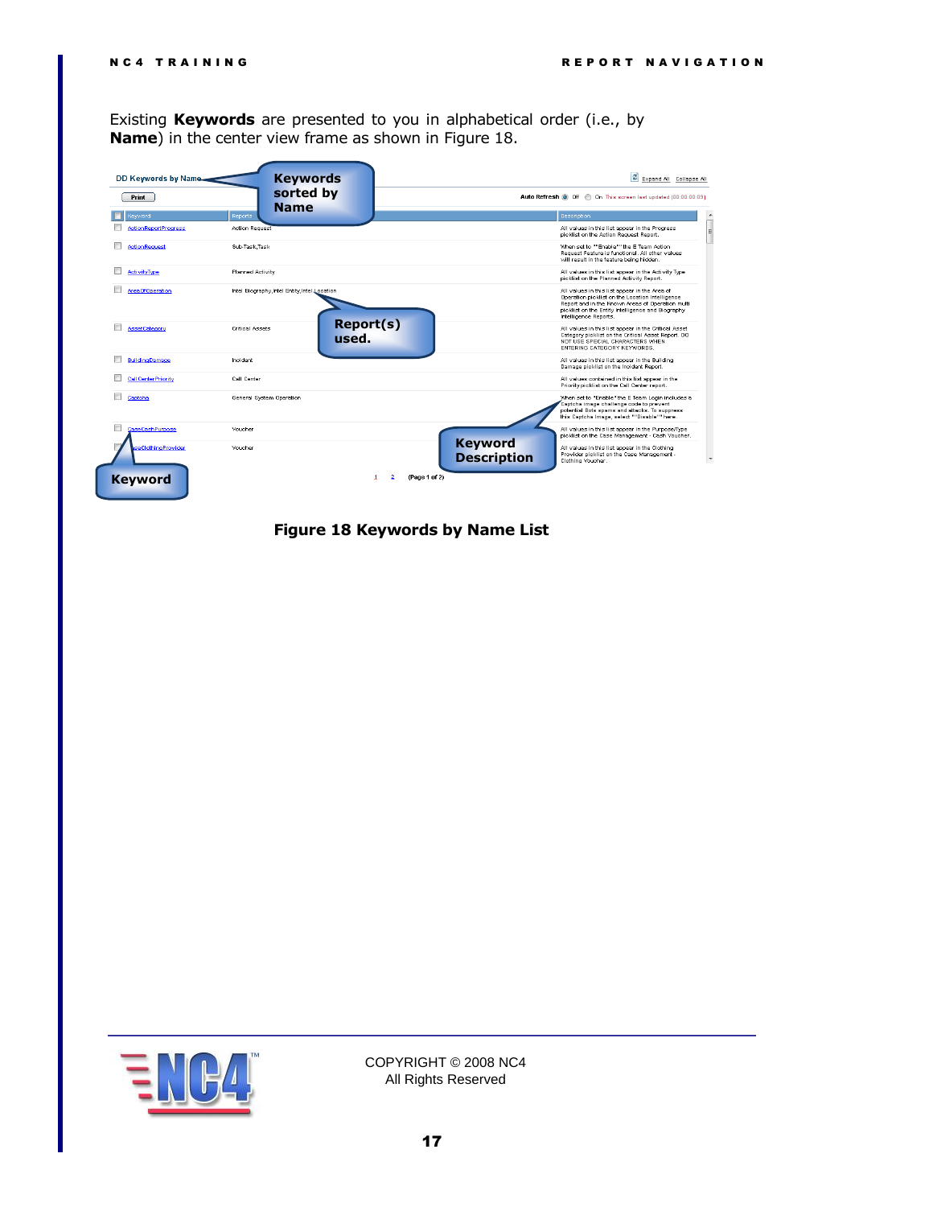Existing **Keywords** are presented to you in alphabetical order (i.e., by **Name**) in the center view frame as shown in Figure 18.

**Figure 18 Keywords by Name List**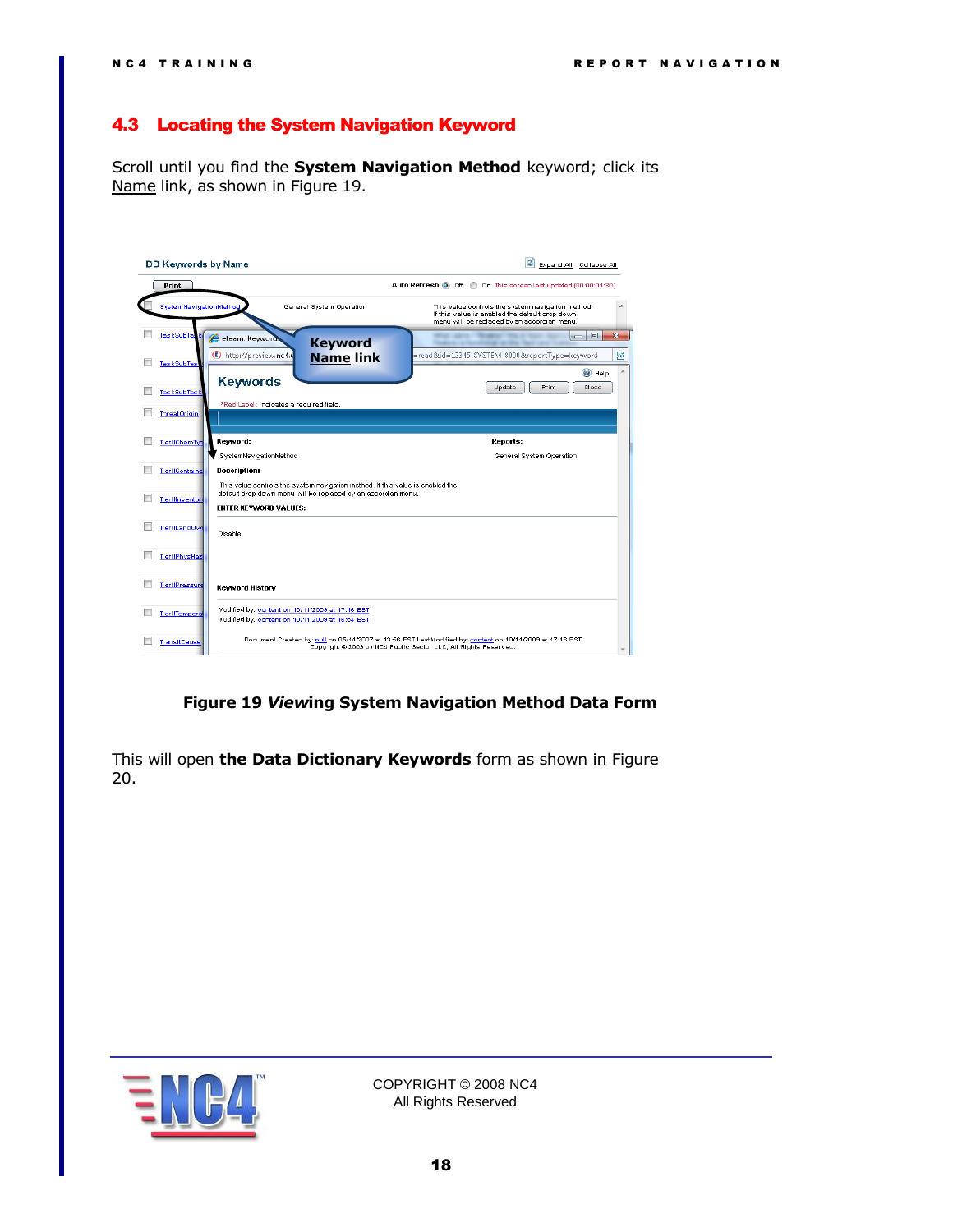## 4.3 Locating the System Navigation Keyword

Scroll until you find the **System Navigation Method** keyword; click its Name link, as shown in Figure 19.

**Figure 19 *View*ing System Navigation Method Data Form**

This will open **the Data Dictionary Keywords** form as shown in Figure 20.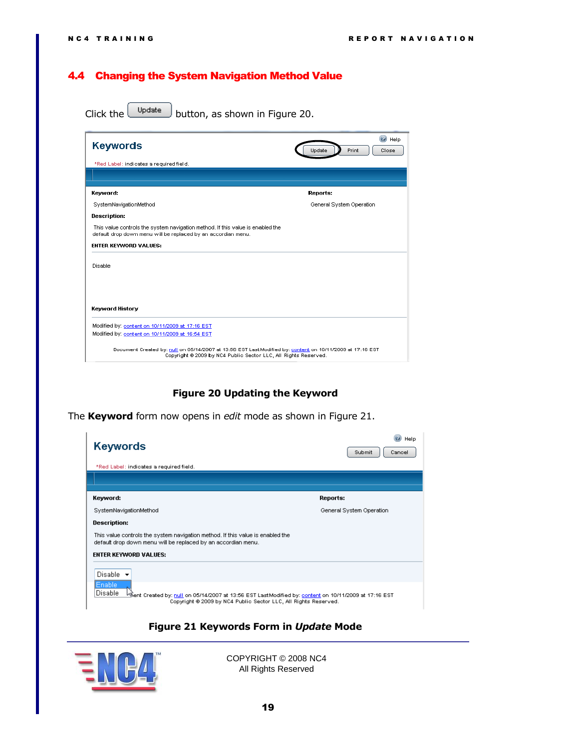## 4.4 Changing the System Navigation Method Value

Click the Update button, as shown in Figure 20.

**Figure 20 Updating the Keyword**

The **Keyword** form now opens in *edit* mode as shown in Figure 21.

**Figure 21 Keywords Form in *Update* Mode**

COPYRIGHT © 2008 NC4
All Rights Reserved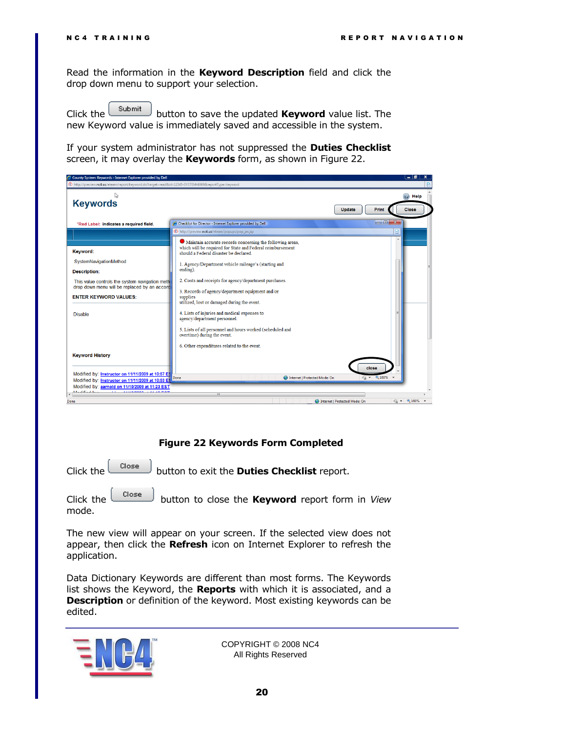Read the information in the **Keyword Description** field and click the drop down menu to support your selection.

Click the Submit button to save the updated **Keyword** value list. The new Keyword value is immediately saved and accessible in the system.

If your system administrator has not suppressed the **Duties Checklist** screen, it may overlay the **Keywords** form, as shown in Figure 22.

**Figure 22 Keywords Form Completed**

Click the Close button to exit the **Duties Checklist** report.

Click the Close button to close the **Keyword** report form in *View* mode.

The new view will appear on your screen. If the selected view does not appear, then click the **Refresh** icon on Internet Explorer to refresh the application.

Data Dictionary Keywords are different than most forms. The Keywords list shows the Keyword, the **Reports** with which it is associated, and a **Description** or definition of the keyword. Most existing keywords can be edited.

COPYRIGHT © 2008 NC4
All Rights Reserved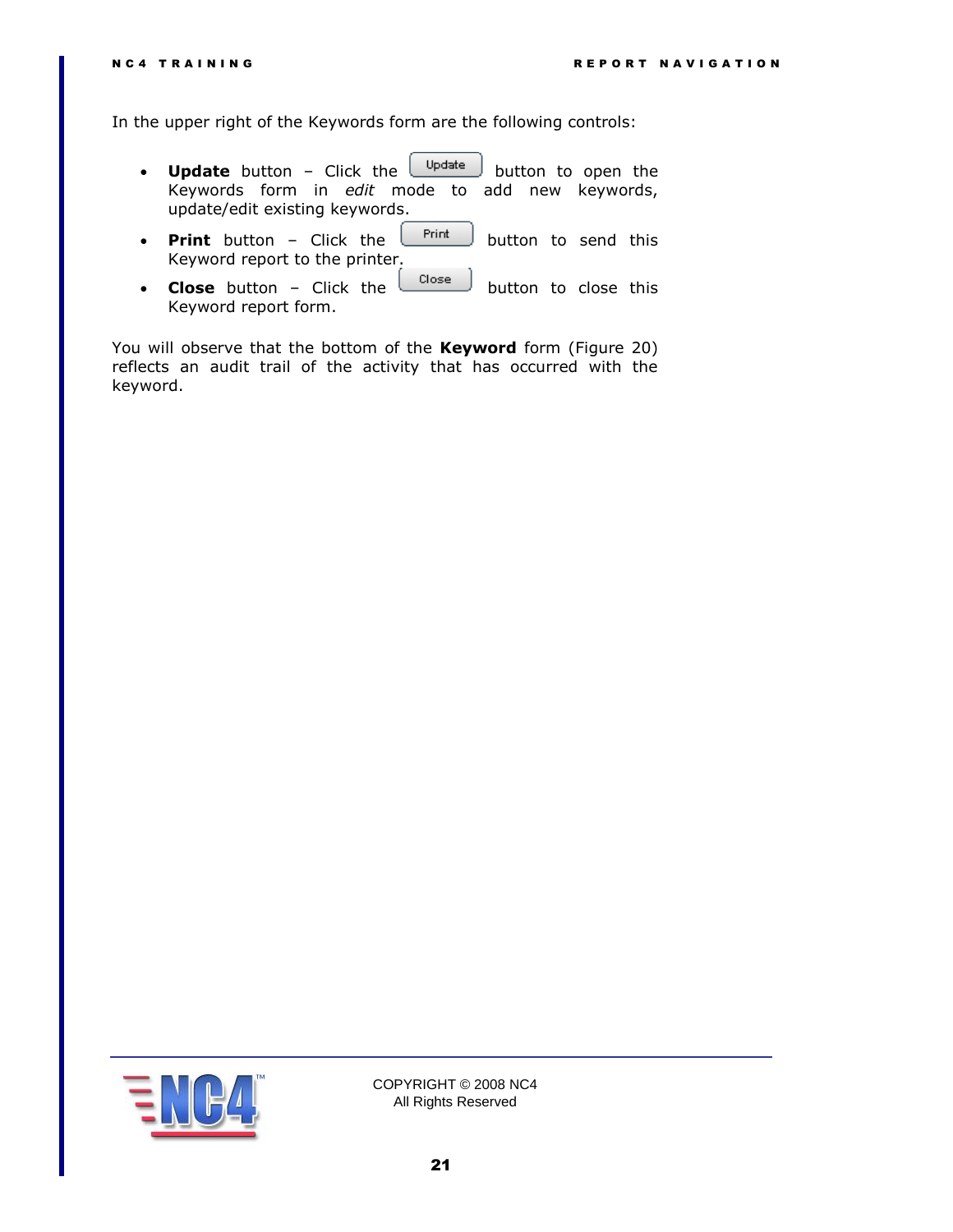In the upper right of the Keywords form are the following controls:

- **Update** button – Click the Update button to open the Keywords form in *edit* mode to add new keywords, update/edit existing keywords.
- **Print** button – Click the Print button to send this Keyword report to the printer.
- **Close** button – Click the Close button to close this Keyword report form.

You will observe that the bottom of the **Keyword** form (Figure 20) reflects an audit trail of the activity that has occurred with the keyword.

COPYRIGHT © 2008 NC4
All Rights Reserved